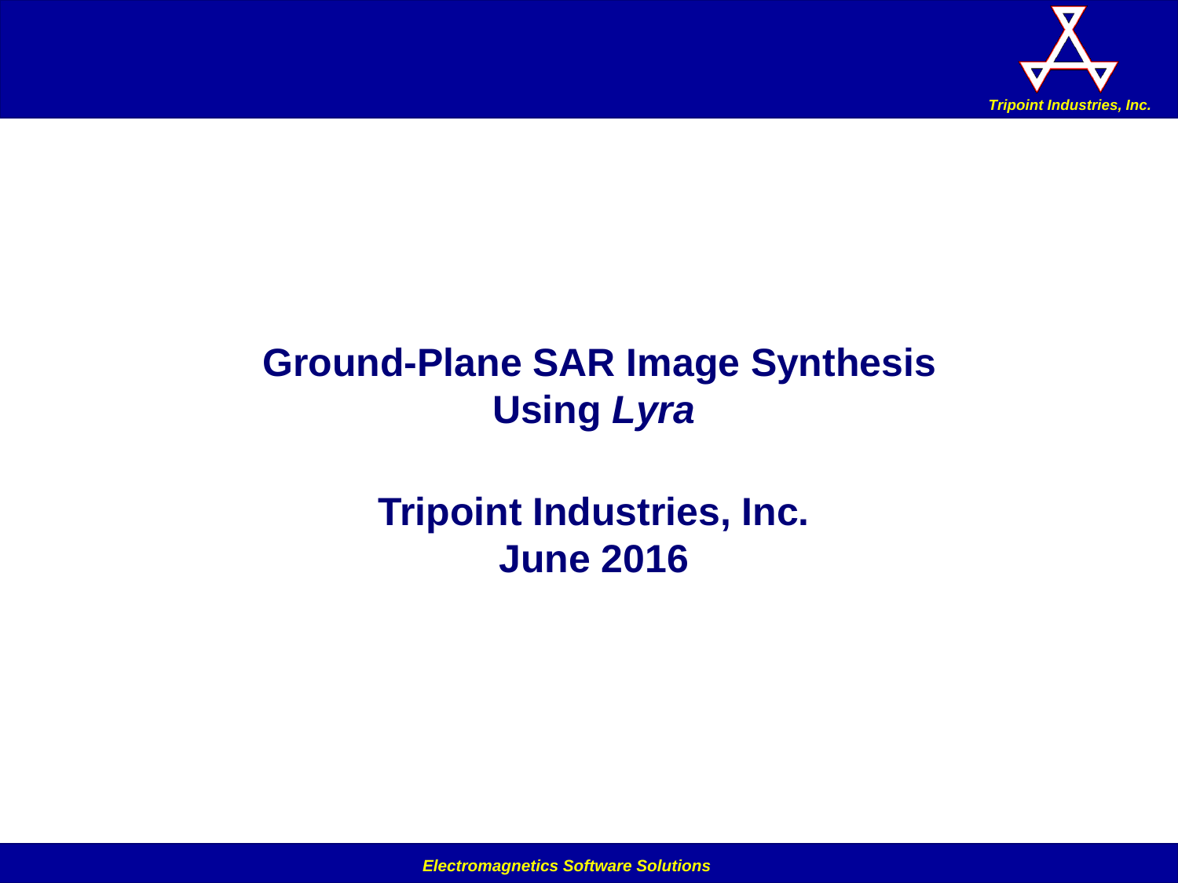# Ground-Plane SAR Image Synthesis Using *Lyra*

## Tripoint Industries, Inc.
## June 2016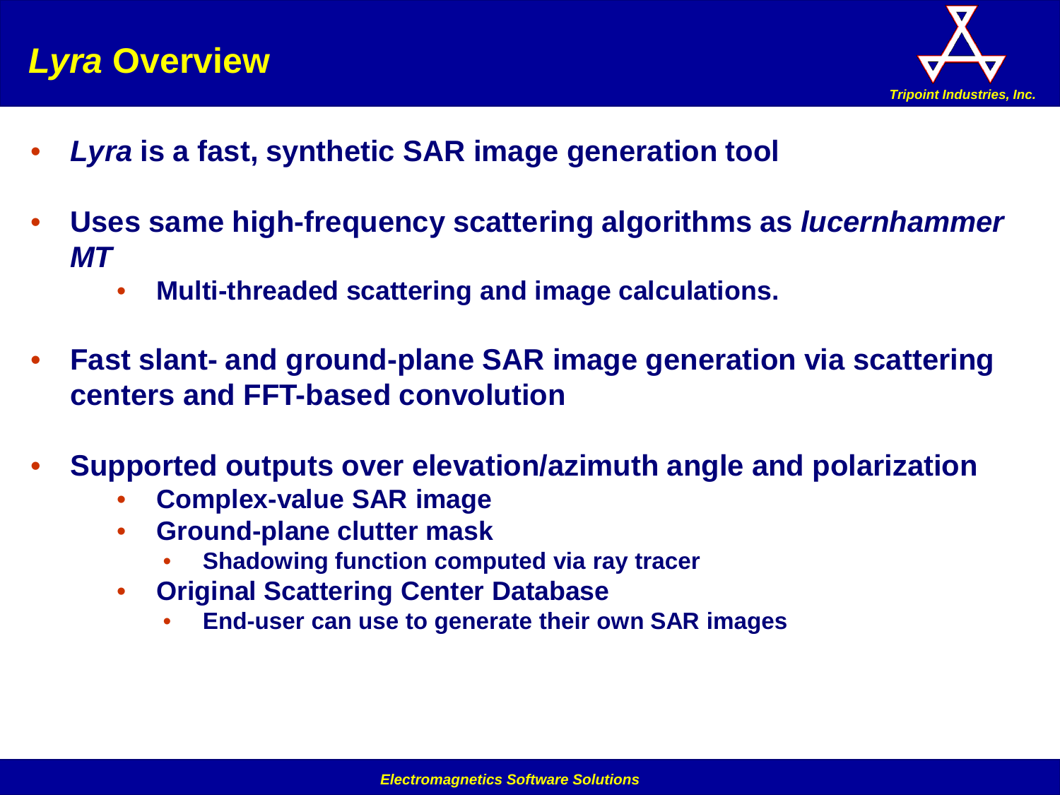# *Lyra* Overview

- ***Lyra* is a fast, synthetic SAR image generation tool**
- **Uses same high-frequency scattering algorithms as *lucernhammer MT***
  - **Multi-threaded scattering and image calculations.**
- **Fast slant- and ground-plane SAR image generation via scattering centers and FFT-based convolution**
- **Supported outputs over elevation/azimuth angle and polarization**
  - **Complex-value SAR image**
  - **Ground-plane clutter mask**
    - **Shadowing function computed via ray tracer**
  - **Original Scattering Center Database**
    - **End-user can use to generate their own SAR images**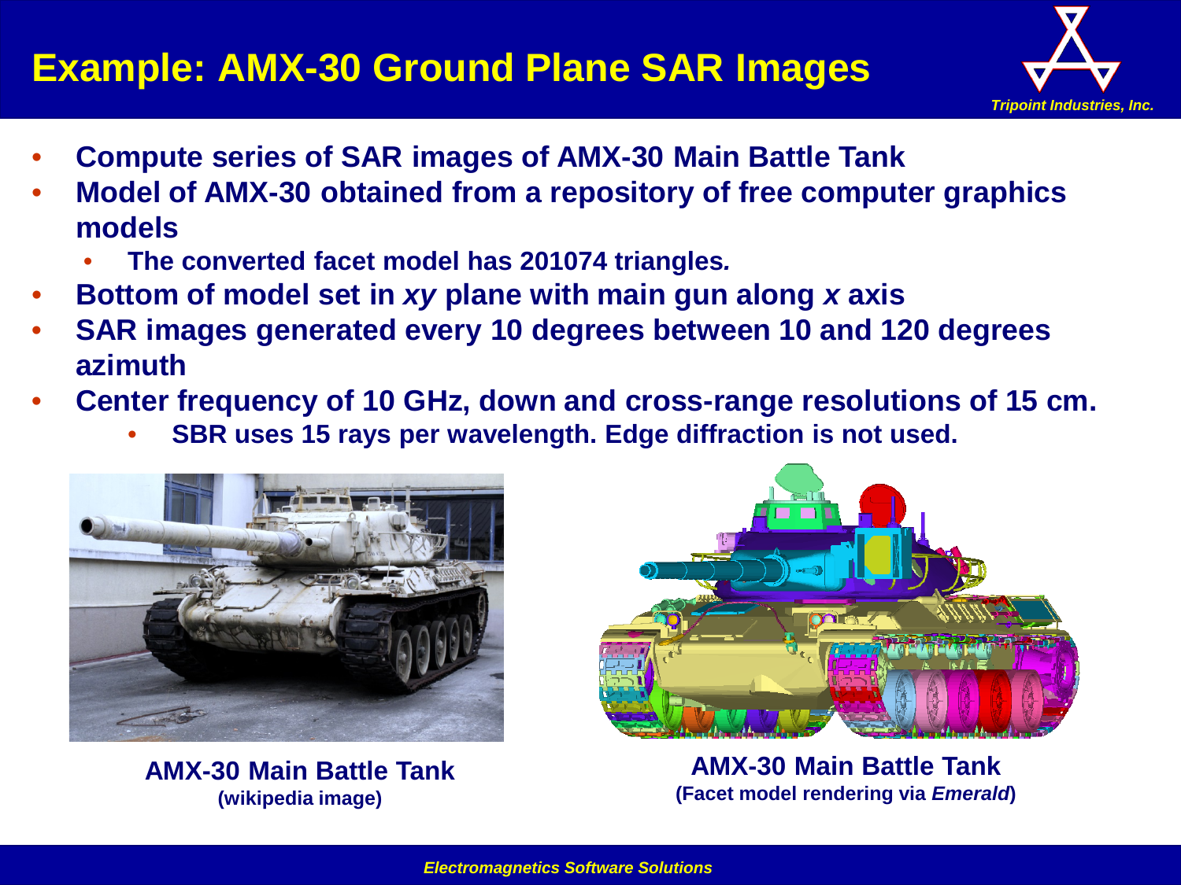# Example: AMX-30 Ground Plane SAR Images

- **Compute series of SAR images of AMX-30 Main Battle Tank**
- **Model of AMX-30 obtained from a repository of free computer graphics models**
  - **The converted facet model has 201074 triangles.**
- **Bottom of model set in *xy* plane with main gun along *x* axis**
- **SAR images generated every 10 degrees between 10 and 120 degrees azimuth**
- **Center frequency of 10 GHz, down and cross-range resolutions of 15 cm.**
  - **SBR uses 15 rays per wavelength. Edge diffraction is not used.**

**AMX-30 Main Battle Tank**
**(wikipedia image)**

**AMX-30 Main Battle Tank**
**(Facet model rendering via *Emerald*)**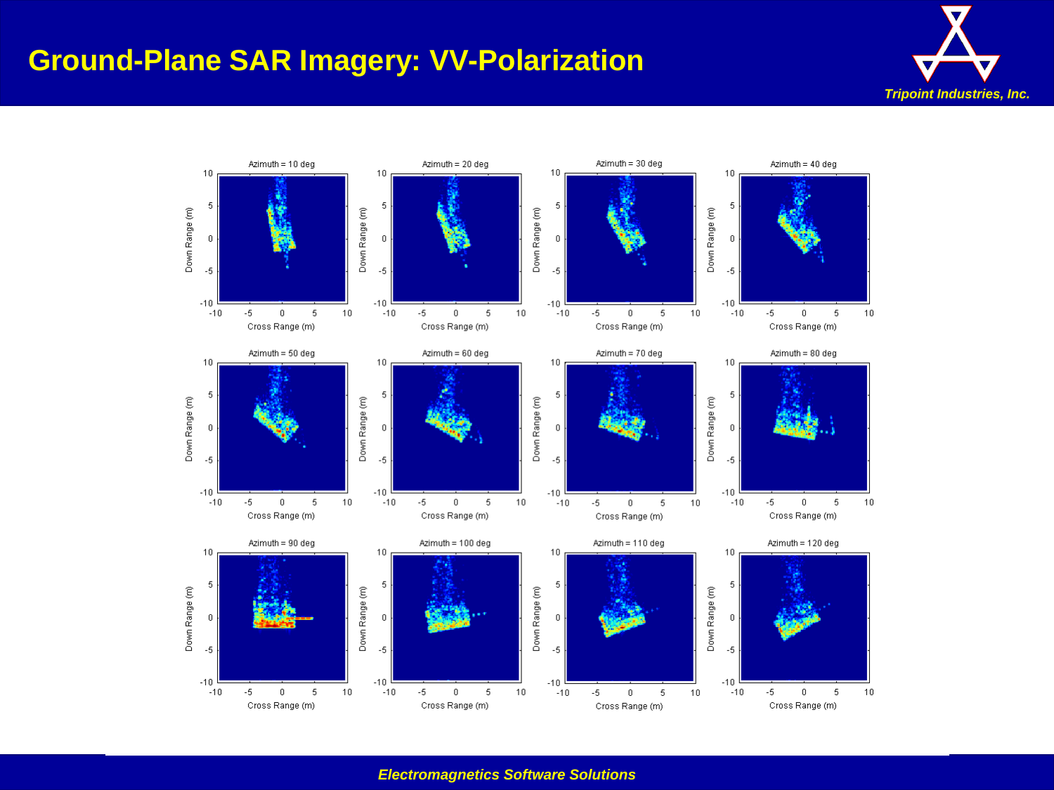# Ground-Plane SAR Imagery: VV-Polarization

*Tripoint Industries, Inc.*

Azimuth = 10 deg

Azimuth = 20 deg

Azimuth = 30 deg

Azimuth = 40 deg

Azimuth = 50 deg

Azimuth = 60 deg

Azimuth = 70 deg

Azimuth = 80 deg

Azimuth = 90 deg

Azimuth = 100 deg

Azimuth = 110 deg

Azimuth = 120 deg

*Electromagnetics Software Solutions*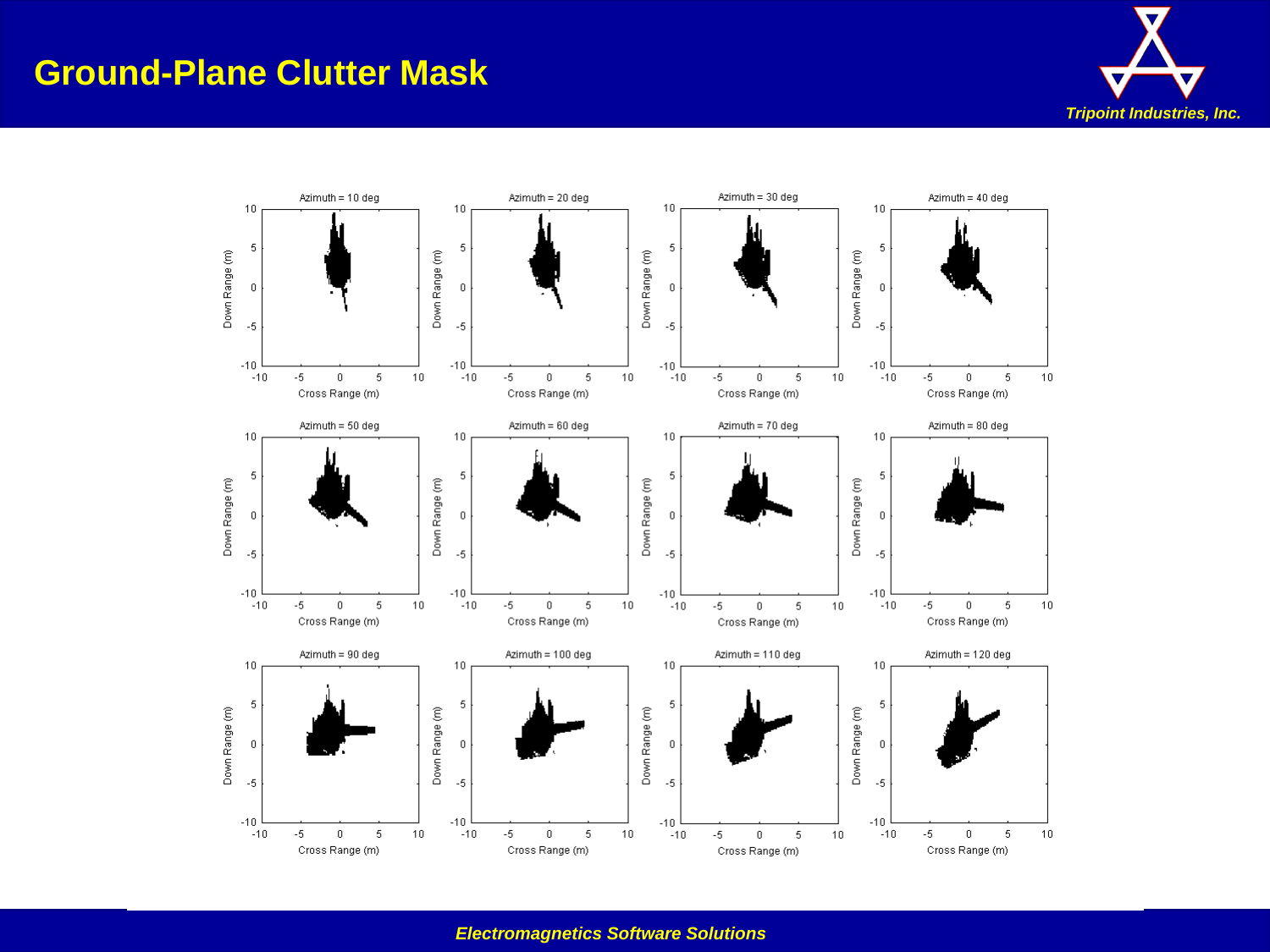# Ground-Plane Clutter Mask

Azimuth = 10 deg

Azimuth = 20 deg

Azimuth = 30 deg

Azimuth = 40 deg

Azimuth = 50 deg

Azimuth = 60 deg

Azimuth = 70 deg

Azimuth = 80 deg

Azimuth = 90 deg

Azimuth = 100 deg

Azimuth = 110 deg

Azimuth = 120 deg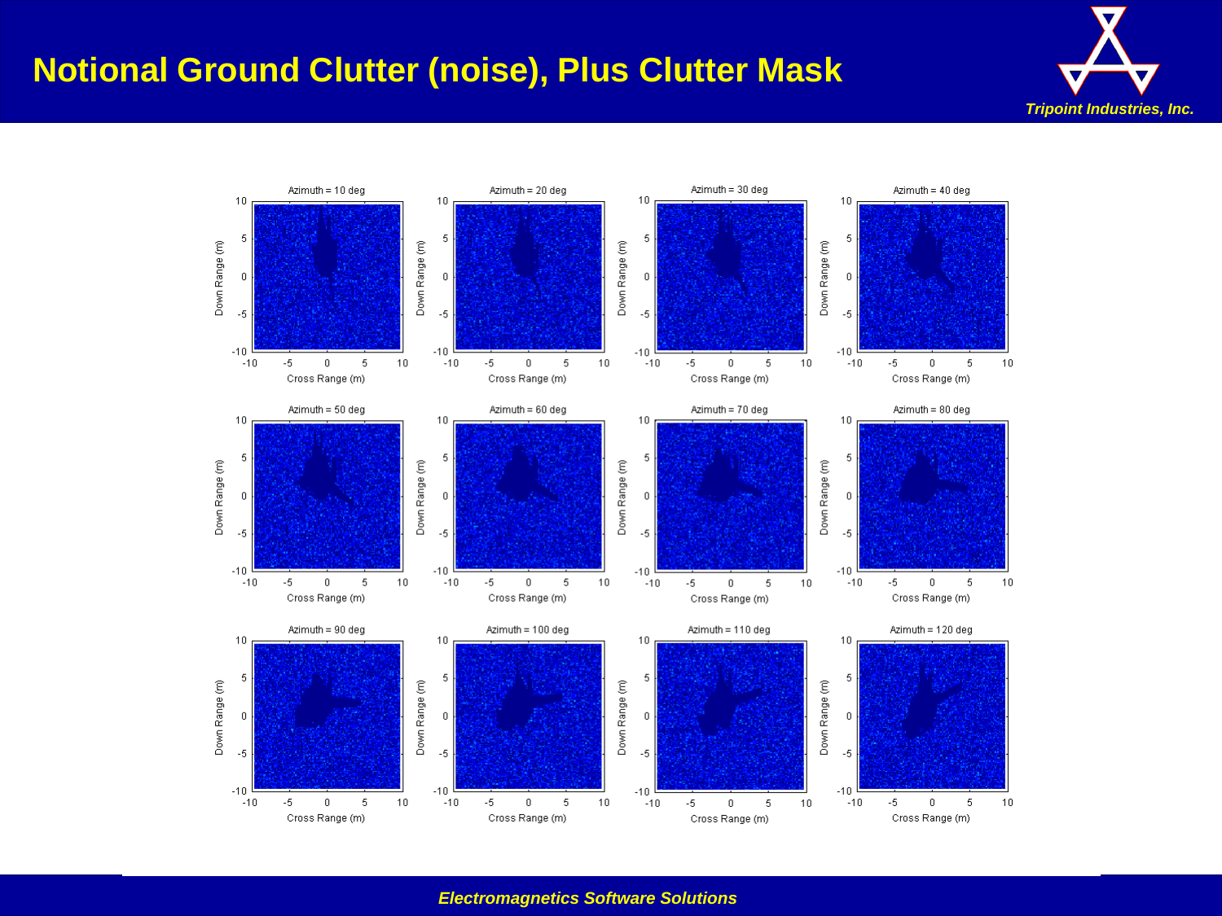# Notional Ground Clutter (noise), Plus Clutter Mask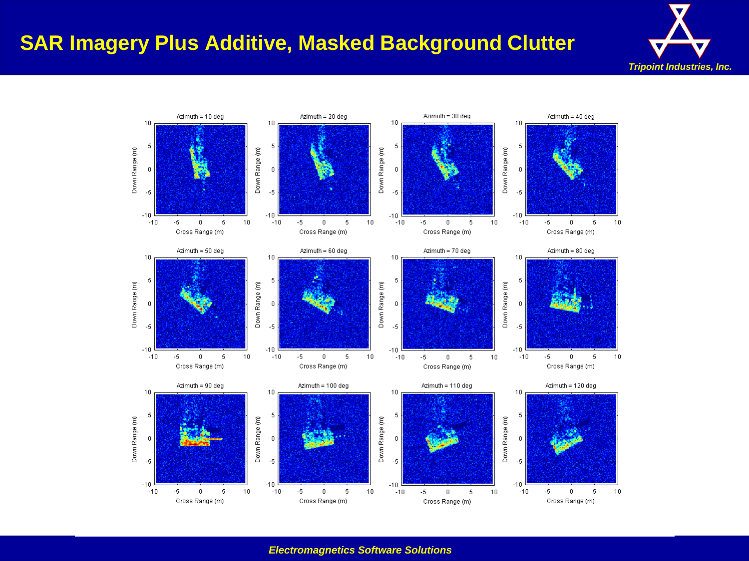# SAR Imagery Plus Additive, Masked Background Clutter

*Tripoint Industries, Inc.*

Azimuth = 10 deg

Azimuth = 20 deg

Azimuth = 30 deg

Azimuth = 40 deg

Azimuth = 50 deg

Azimuth = 60 deg

Azimuth = 70 deg

Azimuth = 80 deg

Azimuth = 90 deg

Azimuth = 100 deg

Azimuth = 110 deg

Azimuth = 120 deg

Down Range (m)

Cross Range (m)

10
5
0
-5
-10

-10 -5 0 5 10

*Electromagnetics Software Solutions*